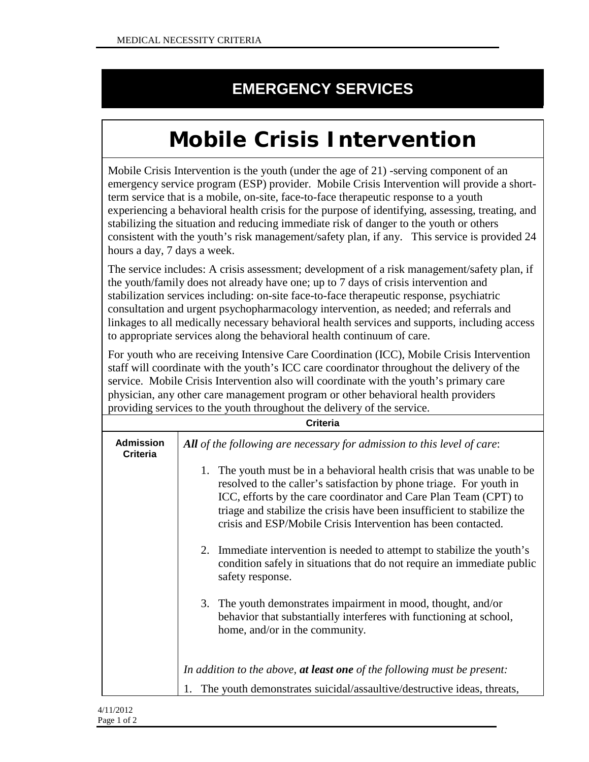# EMERGENCY SERVICES

## Mobile Crisis Intervention

Mobile Crisis Intervention is the youth (under the age of 21) -serving component of an emergency service program (ESP) provider. Mobile Crisis Intervention will provide a short-term service that is a mobile, on-site, face-to-face therapeutic response to a youth experiencing a behavioral health crisis for the purpose of identifying, assessing, treating, and stabilizing the situation and reducing immediate risk of danger to the youth or others consistent with the youth's risk management/safety plan, if any. This service is provided 24 hours a day, 7 days a week.

The service includes: A crisis assessment; development of a risk management/safety plan, if the youth/family does not already have one; up to 7 days of crisis intervention and stabilization services including: on-site face-to-face therapeutic response, psychiatric consultation and urgent psychopharmacology intervention, as needed; and referrals and linkages to all medically necessary behavioral health services and supports, including access to appropriate services along the behavioral health continuum of care.

For youth who are receiving Intensive Care Coordination (ICC), Mobile Crisis Intervention staff will coordinate with the youth's ICC care coordinator throughout the delivery of the service. Mobile Crisis Intervention also will coordinate with the youth's primary care physician, any other care management program or other behavioral health providers providing services to the youth throughout the delivery of the service.

| Criteria | |
|---|---|
| **Admission Criteria** | ***All** of the following are necessary for admission to this level of care*:<br><br>1. The youth must be in a behavioral health crisis that was unable to be resolved to the caller's satisfaction by phone triage. For youth in ICC, efforts by the care coordinator and Care Plan Team (CPT) to triage and stabilize the crisis have been insufficient to stabilize the crisis and ESP/Mobile Crisis Intervention has been contacted.<br><br>2. Immediate intervention is needed to attempt to stabilize the youth's condition safely in situations that do not require an immediate public safety response.<br><br>3. The youth demonstrates impairment in mood, thought, and/or behavior that substantially interferes with functioning at school, home, and/or in the community.<br><br>*In addition to the above, **at least one** of the following must be present:*<br><br>1. The youth demonstrates suicidal/assaultive/destructive ideas, threats, |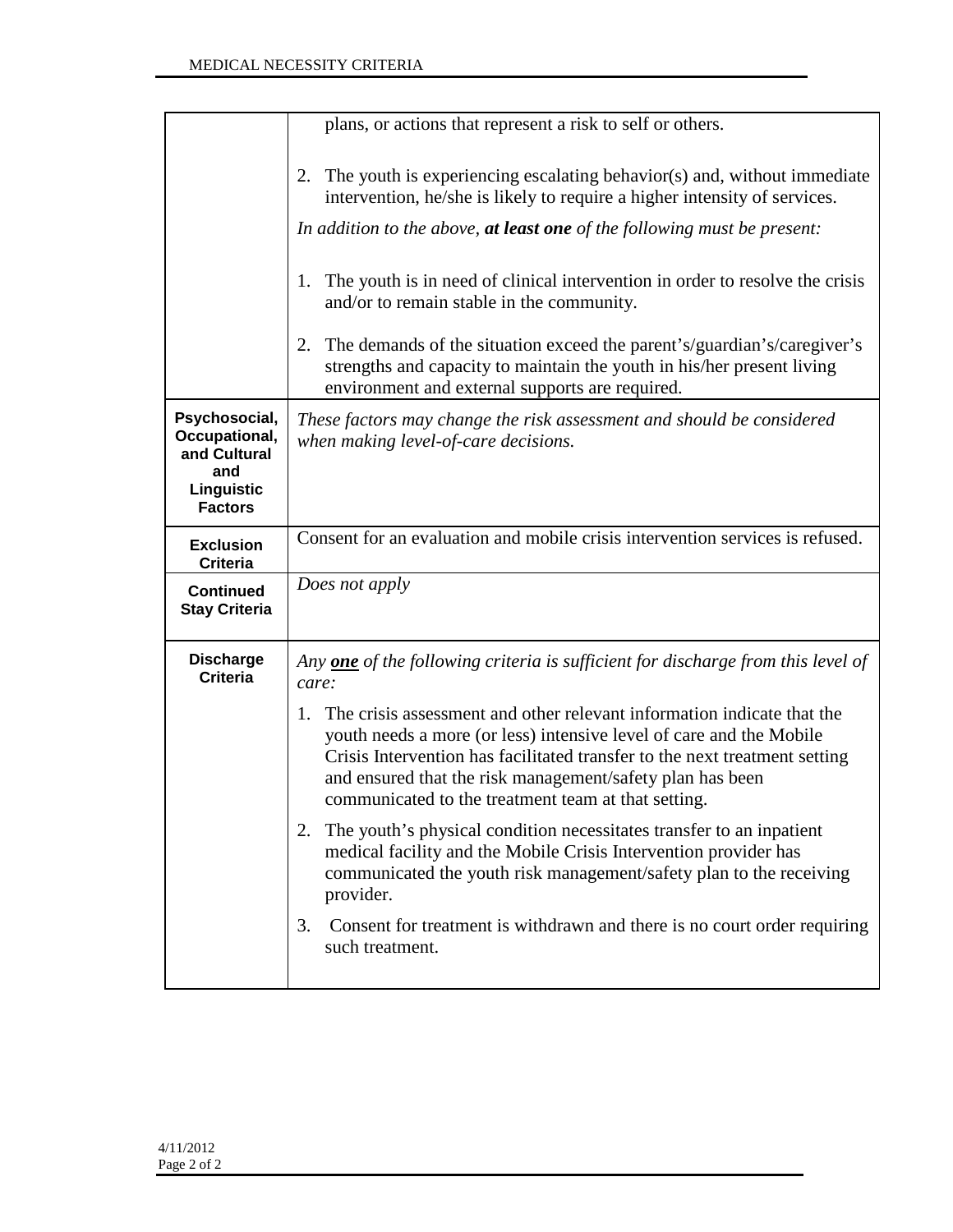| | |
|---|---|
| | plans, or actions that represent a risk to self or others.<br><br>2. The youth is experiencing escalating behavior(s) and, without immediate intervention, he/she is likely to require a higher intensity of services.<br><br>*In addition to the above,* ***at least one*** *of the following must be present:*<br><br>1. The youth is in need of clinical intervention in order to resolve the crisis and/or to remain stable in the community.<br><br>2. The demands of the situation exceed the parent's/guardian's/caregiver's strengths and capacity to maintain the youth in his/her present living environment and external supports are required. |
| **Psychosocial, Occupational, and Cultural and Linguistic Factors** | *These factors may change the risk assessment and should be considered when making level-of-care decisions.* |
| **Exclusion Criteria** | Consent for an evaluation and mobile crisis intervention services is refused. |
| **Continued Stay Criteria** | *Does not apply* |
| **Discharge Criteria** | *Any* ***one*** *of the following criteria is sufficient for discharge from this level of care:*<br><br>1. The crisis assessment and other relevant information indicate that the youth needs a more (or less) intensive level of care and the Mobile Crisis Intervention has facilitated transfer to the next treatment setting and ensured that the risk management/safety plan has been communicated to the treatment team at that setting.<br><br>2. The youth's physical condition necessitates transfer to an inpatient medical facility and the Mobile Crisis Intervention provider has communicated the youth risk management/safety plan to the receiving provider.<br><br>3. Consent for treatment is withdrawn and there is no court order requiring such treatment. |

4/11/2012